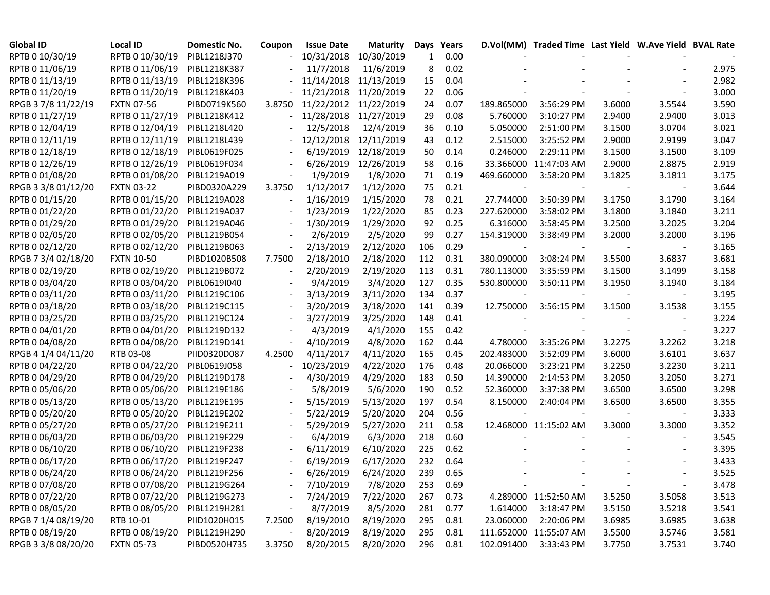| Global ID | Local ID | Domestic No. | Coupon | Issue Date | Maturity | Days | Years | D.Vol(MM) | Traded Time | Last Yield | W.Ave Yield | BVAL Rate |
|---|---|---|---|---|---|---|---|---|---|---|---|---|
| RPTB 0 10/30/19 | RPTB 0 10/30/19 | PIBL1218J370 | - | 10/31/2018 | 10/30/2019 | 1 | 0.00 | - | - | - | - | - |
| RPTB 0 11/06/19 | RPTB 0 11/06/19 | PIBL1218K387 | - | 11/7/2018 | 11/6/2019 | 8 | 0.02 | - | - | - | - | 2.975 |
| RPTB 0 11/13/19 | RPTB 0 11/13/19 | PIBL1218K396 | - | 11/14/2018 | 11/13/2019 | 15 | 0.04 | - | - | - | - | 2.982 |
| RPTB 0 11/20/19 | RPTB 0 11/20/19 | PIBL1218K403 | - | 11/21/2018 | 11/20/2019 | 22 | 0.06 | - | - | - | - | 3.000 |
| RPGB 3 7/8 11/22/19 | FXTN 07-56 | PIBD0719K560 | 3.8750 | 11/22/2012 | 11/22/2019 | 24 | 0.07 | 189.865000 | 3:56:29 PM | 3.6000 | 3.5544 | 3.590 |
| RPTB 0 11/27/19 | RPTB 0 11/27/19 | PIBL1218K412 | - | 11/28/2018 | 11/27/2019 | 29 | 0.08 | 5.760000 | 3:10:27 PM | 2.9400 | 2.9400 | 3.013 |
| RPTB 0 12/04/19 | RPTB 0 12/04/19 | PIBL1218L420 | - | 12/5/2018 | 12/4/2019 | 36 | 0.10 | 5.050000 | 2:51:00 PM | 3.1500 | 3.0704 | 3.021 |
| RPTB 0 12/11/19 | RPTB 0 12/11/19 | PIBL1218L439 | - | 12/12/2018 | 12/11/2019 | 43 | 0.12 | 2.515000 | 3:25:52 PM | 2.9000 | 2.9199 | 3.047 |
| RPTB 0 12/18/19 | RPTB 0 12/18/19 | PIBL0619F025 | - | 6/19/2019 | 12/18/2019 | 50 | 0.14 | 0.246000 | 2:29:11 PM | 3.1500 | 3.1500 | 3.109 |
| RPTB 0 12/26/19 | RPTB 0 12/26/19 | PIBL0619F034 | - | 6/26/2019 | 12/26/2019 | 58 | 0.16 | 33.366000 | 11:47:03 AM | 2.9000 | 2.8875 | 2.919 |
| RPTB 0 01/08/20 | RPTB 0 01/08/20 | PIBL1219A019 | - | 1/9/2019 | 1/8/2020 | 71 | 0.19 | 469.660000 | 3:58:20 PM | 3.1825 | 3.1811 | 3.175 |
| RPGB 3 3/8 01/12/20 | FXTN 03-22 | PIBD0320A229 | 3.3750 | 1/12/2017 | 1/12/2020 | 75 | 0.21 | - | - | - | - | 3.644 |
| RPTB 0 01/15/20 | RPTB 0 01/15/20 | PIBL1219A028 | - | 1/16/2019 | 1/15/2020 | 78 | 0.21 | 27.744000 | 3:50:39 PM | 3.1750 | 3.1790 | 3.164 |
| RPTB 0 01/22/20 | RPTB 0 01/22/20 | PIBL1219A037 | - | 1/23/2019 | 1/22/2020 | 85 | 0.23 | 227.620000 | 3:58:02 PM | 3.1800 | 3.1840 | 3.211 |
| RPTB 0 01/29/20 | RPTB 0 01/29/20 | PIBL1219A046 | - | 1/30/2019 | 1/29/2020 | 92 | 0.25 | 6.316000 | 3:58:45 PM | 3.2500 | 3.2025 | 3.204 |
| RPTB 0 02/05/20 | RPTB 0 02/05/20 | PIBL1219B054 | - | 2/6/2019 | 2/5/2020 | 99 | 0.27 | 154.319000 | 3:38:49 PM | 3.2000 | 3.2000 | 3.196 |
| RPTB 0 02/12/20 | RPTB 0 02/12/20 | PIBL1219B063 | - | 2/13/2019 | 2/12/2020 | 106 | 0.29 | - | - | - | - | 3.165 |
| RPGB 7 3/4 02/18/20 | FXTN 10-50 | PIBD1020B508 | 7.7500 | 2/18/2010 | 2/18/2020 | 112 | 0.31 | 380.090000 | 3:08:24 PM | 3.5500 | 3.6837 | 3.681 |
| RPTB 0 02/19/20 | RPTB 0 02/19/20 | PIBL1219B072 | - | 2/20/2019 | 2/19/2020 | 113 | 0.31 | 780.113000 | 3:35:59 PM | 3.1500 | 3.1499 | 3.158 |
| RPTB 0 03/04/20 | RPTB 0 03/04/20 | PIBL0619I040 | - | 9/4/2019 | 3/4/2020 | 127 | 0.35 | 530.800000 | 3:50:11 PM | 3.1950 | 3.1940 | 3.184 |
| RPTB 0 03/11/20 | RPTB 0 03/11/20 | PIBL1219C106 | - | 3/13/2019 | 3/11/2020 | 134 | 0.37 | - | - | - | - | 3.195 |
| RPTB 0 03/18/20 | RPTB 0 03/18/20 | PIBL1219C115 | - | 3/20/2019 | 3/18/2020 | 141 | 0.39 | 12.750000 | 3:56:15 PM | 3.1500 | 3.1538 | 3.155 |
| RPTB 0 03/25/20 | RPTB 0 03/25/20 | PIBL1219C124 | - | 3/27/2019 | 3/25/2020 | 148 | 0.41 | - | - | - | - | 3.224 |
| RPTB 0 04/01/20 | RPTB 0 04/01/20 | PIBL1219D132 | - | 4/3/2019 | 4/1/2020 | 155 | 0.42 | - | - | - | - | 3.227 |
| RPTB 0 04/08/20 | RPTB 0 04/08/20 | PIBL1219D141 | - | 4/10/2019 | 4/8/2020 | 162 | 0.44 | 4.780000 | 3:35:26 PM | 3.2275 | 3.2262 | 3.218 |
| RPGB 4 1/4 04/11/20 | RTB 03-08 | PIID0320D087 | 4.2500 | 4/11/2017 | 4/11/2020 | 165 | 0.45 | 202.483000 | 3:52:09 PM | 3.6000 | 3.6101 | 3.637 |
| RPTB 0 04/22/20 | RPTB 0 04/22/20 | PIBL0619J058 | - | 10/23/2019 | 4/22/2020 | 176 | 0.48 | 20.066000 | 3:23:21 PM | 3.2250 | 3.2230 | 3.211 |
| RPTB 0 04/29/20 | RPTB 0 04/29/20 | PIBL1219D178 | - | 4/30/2019 | 4/29/2020 | 183 | 0.50 | 14.390000 | 2:14:53 PM | 3.2050 | 3.2050 | 3.271 |
| RPTB 0 05/06/20 | RPTB 0 05/06/20 | PIBL1219E186 | - | 5/8/2019 | 5/6/2020 | 190 | 0.52 | 52.360000 | 3:37:38 PM | 3.6500 | 3.6500 | 3.298 |
| RPTB 0 05/13/20 | RPTB 0 05/13/20 | PIBL1219E195 | - | 5/15/2019 | 5/13/2020 | 197 | 0.54 | 8.150000 | 2:40:04 PM | 3.6500 | 3.6500 | 3.355 |
| RPTB 0 05/20/20 | RPTB 0 05/20/20 | PIBL1219E202 | - | 5/22/2019 | 5/20/2020 | 204 | 0.56 | - | - | - | - | 3.333 |
| RPTB 0 05/27/20 | RPTB 0 05/27/20 | PIBL1219E211 | - | 5/29/2019 | 5/27/2020 | 211 | 0.58 | 12.468000 | 11:15:02 AM | 3.3000 | 3.3000 | 3.352 |
| RPTB 0 06/03/20 | RPTB 0 06/03/20 | PIBL1219F229 | - | 6/4/2019 | 6/3/2020 | 218 | 0.60 | - | - | - | - | 3.545 |
| RPTB 0 06/10/20 | RPTB 0 06/10/20 | PIBL1219F238 | - | 6/11/2019 | 6/10/2020 | 225 | 0.62 | - | - | - | - | 3.395 |
| RPTB 0 06/17/20 | RPTB 0 06/17/20 | PIBL1219F247 | - | 6/19/2019 | 6/17/2020 | 232 | 0.64 | - | - | - | - | 3.433 |
| RPTB 0 06/24/20 | RPTB 0 06/24/20 | PIBL1219F256 | - | 6/26/2019 | 6/24/2020 | 239 | 0.65 | - | - | - | - | 3.525 |
| RPTB 0 07/08/20 | RPTB 0 07/08/20 | PIBL1219G264 | - | 7/10/2019 | 7/8/2020 | 253 | 0.69 | - | - | - | - | 3.478 |
| RPTB 0 07/22/20 | RPTB 0 07/22/20 | PIBL1219G273 | - | 7/24/2019 | 7/22/2020 | 267 | 0.73 | 4.289000 | 11:52:50 AM | 3.5250 | 3.5058 | 3.513 |
| RPTB 0 08/05/20 | RPTB 0 08/05/20 | PIBL1219H281 | - | 8/7/2019 | 8/5/2020 | 281 | 0.77 | 1.614000 | 3:18:47 PM | 3.5150 | 3.5218 | 3.541 |
| RPGB 7 1/4 08/19/20 | RTB 10-01 | PIID1020H015 | 7.2500 | 8/19/2010 | 8/19/2020 | 295 | 0.81 | 23.060000 | 2:20:06 PM | 3.6985 | 3.6985 | 3.638 |
| RPTB 0 08/19/20 | RPTB 0 08/19/20 | PIBL1219H290 | - | 8/20/2019 | 8/19/2020 | 295 | 0.81 | 111.652000 | 11:55:07 AM | 3.5500 | 3.5746 | 3.581 |
| RPGB 3 3/8 08/20/20 | FXTN 05-73 | PIBD0520H735 | 3.3750 | 8/20/2015 | 8/20/2020 | 296 | 0.81 | 102.091400 | 3:33:43 PM | 3.7750 | 3.7531 | 3.740 |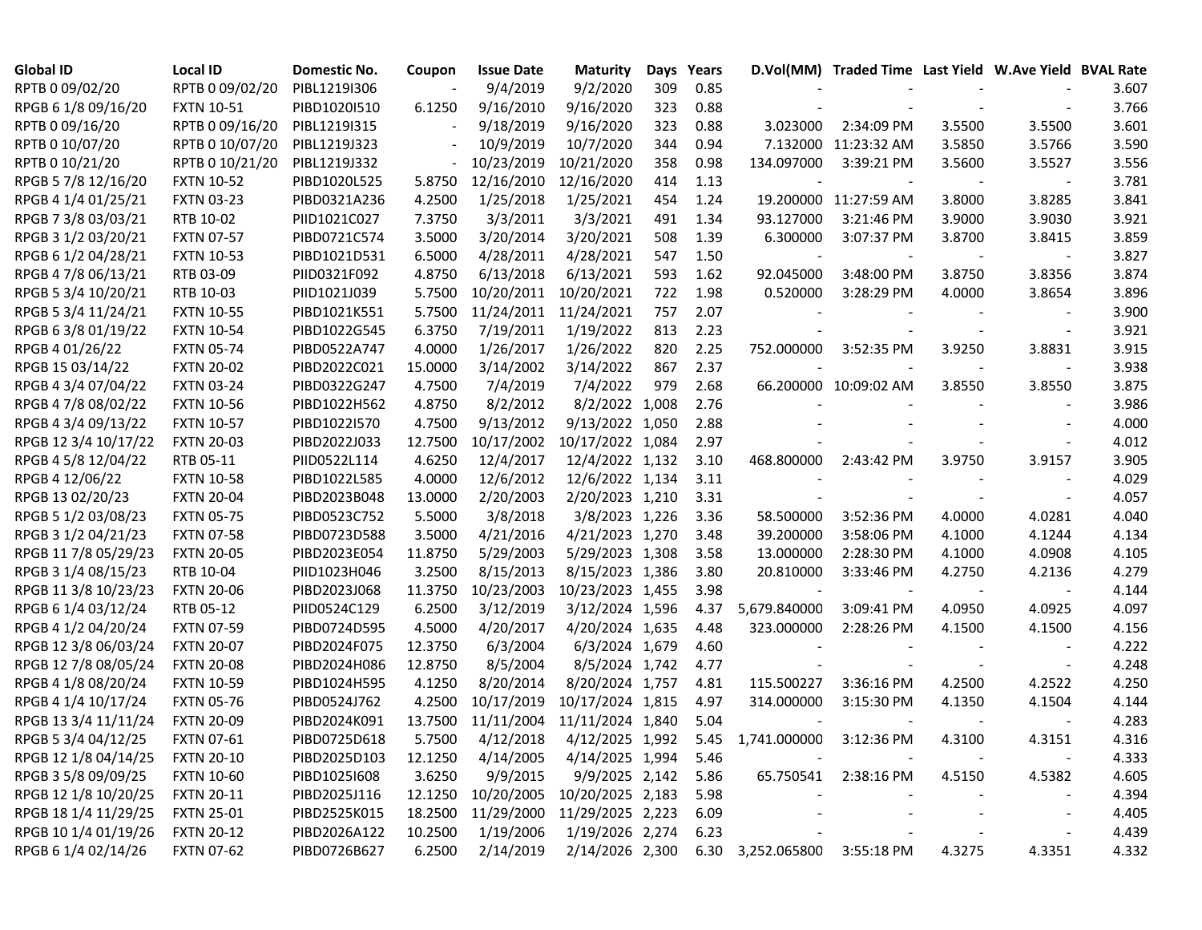| Global ID | Local ID | Domestic No. | Coupon | Issue Date | Maturity | Days | Years | D.Vol(MM) | Traded Time | Last Yield | W.Ave Yield | BVAL Rate |
|---|---|---|---|---|---|---|---|---|---|---|---|---|
| RPTB 0 09/02/20 | RPTB 0 09/02/20 | PIBL1219I306 | - | 9/4/2019 | 9/2/2020 | 309 | 0.85 | - | - | - | - | 3.607 |
| RPGB 6 1/8 09/16/20 | FXTN 10-51 | PIBD1020I510 | 6.1250 | 9/16/2010 | 9/16/2020 | 323 | 0.88 | - | - | - | - | 3.766 |
| RPTB 0 09/16/20 | RPTB 0 09/16/20 | PIBL1219I315 | - | 9/18/2019 | 9/16/2020 | 323 | 0.88 | 3.023000 | 2:34:09 PM | 3.5500 | 3.5500 | 3.601 |
| RPTB 0 10/07/20 | RPTB 0 10/07/20 | PIBL1219J323 | - | 10/9/2019 | 10/7/2020 | 344 | 0.94 | 7.132000 | 11:23:32 AM | 3.5850 | 3.5766 | 3.590 |
| RPTB 0 10/21/20 | RPTB 0 10/21/20 | PIBL1219J332 | - | 10/23/2019 | 10/21/2020 | 358 | 0.98 | 134.097000 | 3:39:21 PM | 3.5600 | 3.5527 | 3.556 |
| RPGB 5 7/8 12/16/20 | FXTN 10-52 | PIBD1020L525 | 5.8750 | 12/16/2010 | 12/16/2020 | 414 | 1.13 | - | - | - | - | 3.781 |
| RPGB 4 1/4 01/25/21 | FXTN 03-23 | PIBD0321A236 | 4.2500 | 1/25/2018 | 1/25/2021 | 454 | 1.24 | 19.200000 | 11:27:59 AM | 3.8000 | 3.8285 | 3.841 |
| RPGB 7 3/8 03/03/21 | RTB 10-02 | PIID1021C027 | 7.3750 | 3/3/2011 | 3/3/2021 | 491 | 1.34 | 93.127000 | 3:21:46 PM | 3.9000 | 3.9030 | 3.921 |
| RPGB 3 1/2 03/20/21 | FXTN 07-57 | PIBD0721C574 | 3.5000 | 3/20/2014 | 3/20/2021 | 508 | 1.39 | 6.300000 | 3:07:37 PM | 3.8700 | 3.8415 | 3.859 |
| RPGB 6 1/2 04/28/21 | FXTN 10-53 | PIBD1021D531 | 6.5000 | 4/28/2011 | 4/28/2021 | 547 | 1.50 | - | - | - | - | 3.827 |
| RPGB 4 7/8 06/13/21 | RTB 03-09 | PIID0321F092 | 4.8750 | 6/13/2018 | 6/13/2021 | 593 | 1.62 | 92.045000 | 3:48:00 PM | 3.8750 | 3.8356 | 3.874 |
| RPGB 5 3/4 10/20/21 | RTB 10-03 | PIID1021J039 | 5.7500 | 10/20/2011 | 10/20/2021 | 722 | 1.98 | 0.520000 | 3:28:29 PM | 4.0000 | 3.8654 | 3.896 |
| RPGB 5 3/4 11/24/21 | FXTN 10-55 | PIBD1021K551 | 5.7500 | 11/24/2011 | 11/24/2021 | 757 | 2.07 | - | - | - | - | 3.900 |
| RPGB 6 3/8 01/19/22 | FXTN 10-54 | PIBD1022G545 | 6.3750 | 7/19/2011 | 1/19/2022 | 813 | 2.23 | - | - | - | - | 3.921 |
| RPGB 4 01/26/22 | FXTN 05-74 | PIBD0522A747 | 4.0000 | 1/26/2017 | 1/26/2022 | 820 | 2.25 | 752.000000 | 3:52:35 PM | 3.9250 | 3.8831 | 3.915 |
| RPGB 15 03/14/22 | FXTN 20-02 | PIBD2022C021 | 15.0000 | 3/14/2002 | 3/14/2022 | 867 | 2.37 | - | - | - | - | 3.938 |
| RPGB 4 3/4 07/04/22 | FXTN 03-24 | PIBD0322G247 | 4.7500 | 7/4/2019 | 7/4/2022 | 979 | 2.68 | 66.200000 | 10:09:02 AM | 3.8550 | 3.8550 | 3.875 |
| RPGB 4 7/8 08/02/22 | FXTN 10-56 | PIBD1022H562 | 4.8750 | 8/2/2012 | 8/2/2022 | 1,008 | 2.76 | - | - | - | - | 3.986 |
| RPGB 4 3/4 09/13/22 | FXTN 10-57 | PIBD1022I570 | 4.7500 | 9/13/2012 | 9/13/2022 | 1,050 | 2.88 | - | - | - | - | 4.000 |
| RPGB 12 3/4 10/17/22 | FXTN 20-03 | PIBD2022J033 | 12.7500 | 10/17/2002 | 10/17/2022 | 1,084 | 2.97 | - | - | - | - | 4.012 |
| RPGB 4 5/8 12/04/22 | RTB 05-11 | PIID0522L114 | 4.6250 | 12/4/2017 | 12/4/2022 | 1,132 | 3.10 | 468.800000 | 2:43:42 PM | 3.9750 | 3.9157 | 3.905 |
| RPGB 4 12/06/22 | FXTN 10-58 | PIBD1022L585 | 4.0000 | 12/6/2012 | 12/6/2022 | 1,134 | 3.11 | - | - | - | - | 4.029 |
| RPGB 13 02/20/23 | FXTN 20-04 | PIBD2023B048 | 13.0000 | 2/20/2003 | 2/20/2023 | 1,210 | 3.31 | - | - | - | - | 4.057 |
| RPGB 5 1/2 03/08/23 | FXTN 05-75 | PIBD0523C752 | 5.5000 | 3/8/2018 | 3/8/2023 | 1,226 | 3.36 | 58.500000 | 3:52:36 PM | 4.0000 | 4.0281 | 4.040 |
| RPGB 3 1/2 04/21/23 | FXTN 07-58 | PIBD0723D588 | 3.5000 | 4/21/2016 | 4/21/2023 | 1,270 | 3.48 | 39.200000 | 3:58:06 PM | 4.1000 | 4.1244 | 4.134 |
| RPGB 11 7/8 05/29/23 | FXTN 20-05 | PIBD2023E054 | 11.8750 | 5/29/2003 | 5/29/2023 | 1,308 | 3.58 | 13.000000 | 2:28:30 PM | 4.1000 | 4.0908 | 4.105 |
| RPGB 3 1/4 08/15/23 | RTB 10-04 | PIID1023H046 | 3.2500 | 8/15/2013 | 8/15/2023 | 1,386 | 3.80 | 20.810000 | 3:33:46 PM | 4.2750 | 4.2136 | 4.279 |
| RPGB 11 3/8 10/23/23 | FXTN 20-06 | PIBD2023J068 | 11.3750 | 10/23/2003 | 10/23/2023 | 1,455 | 3.98 | - | - | - | - | 4.144 |
| RPGB 6 1/4 03/12/24 | RTB 05-12 | PIID0524C129 | 6.2500 | 3/12/2019 | 3/12/2024 | 1,596 | 4.37 | 5,679.840000 | 3:09:41 PM | 4.0950 | 4.0925 | 4.097 |
| RPGB 4 1/2 04/20/24 | FXTN 07-59 | PIBD0724D595 | 4.5000 | 4/20/2017 | 4/20/2024 | 1,635 | 4.48 | 323.000000 | 2:28:26 PM | 4.1500 | 4.1500 | 4.156 |
| RPGB 12 3/8 06/03/24 | FXTN 20-07 | PIBD2024F075 | 12.3750 | 6/3/2004 | 6/3/2024 | 1,679 | 4.60 | - | - | - | - | 4.222 |
| RPGB 12 7/8 08/05/24 | FXTN 20-08 | PIBD2024H086 | 12.8750 | 8/5/2004 | 8/5/2024 | 1,742 | 4.77 | - | - | - | - | 4.248 |
| RPGB 4 1/8 08/20/24 | FXTN 10-59 | PIBD1024H595 | 4.1250 | 8/20/2014 | 8/20/2024 | 1,757 | 4.81 | 115.500227 | 3:36:16 PM | 4.2500 | 4.2522 | 4.250 |
| RPGB 4 1/4 10/17/24 | FXTN 05-76 | PIBD0524J762 | 4.2500 | 10/17/2019 | 10/17/2024 | 1,815 | 4.97 | 314.000000 | 3:15:30 PM | 4.1350 | 4.1504 | 4.144 |
| RPGB 13 3/4 11/11/24 | FXTN 20-09 | PIBD2024K091 | 13.7500 | 11/11/2004 | 11/11/2024 | 1,840 | 5.04 | - | - | - | - | 4.283 |
| RPGB 5 3/4 04/12/25 | FXTN 07-61 | PIBD0725D618 | 5.7500 | 4/12/2018 | 4/12/2025 | 1,992 | 5.45 | 1,741.000000 | 3:12:36 PM | 4.3100 | 4.3151 | 4.316 |
| RPGB 12 1/8 04/14/25 | FXTN 20-10 | PIBD2025D103 | 12.1250 | 4/14/2005 | 4/14/2025 | 1,994 | 5.46 | - | - | - | - | 4.333 |
| RPGB 3 5/8 09/09/25 | FXTN 10-60 | PIBD1025I608 | 3.6250 | 9/9/2015 | 9/9/2025 | 2,142 | 5.86 | 65.750541 | 2:38:16 PM | 4.5150 | 4.5382 | 4.605 |
| RPGB 12 1/8 10/20/25 | FXTN 20-11 | PIBD2025J116 | 12.1250 | 10/20/2005 | 10/20/2025 | 2,183 | 5.98 | - | - | - | - | 4.394 |
| RPGB 18 1/4 11/29/25 | FXTN 25-01 | PIBD2525K015 | 18.2500 | 11/29/2000 | 11/29/2025 | 2,223 | 6.09 | - | - | - | - | 4.405 |
| RPGB 10 1/4 01/19/26 | FXTN 20-12 | PIBD2026A122 | 10.2500 | 1/19/2006 | 1/19/2026 | 2,274 | 6.23 | - | - | - | - | 4.439 |
| RPGB 6 1/4 02/14/26 | FXTN 07-62 | PIBD0726B627 | 6.2500 | 2/14/2019 | 2/14/2026 | 2,300 | 6.30 | 3,252.065800 | 3:55:18 PM | 4.3275 | 4.3351 | 4.332 |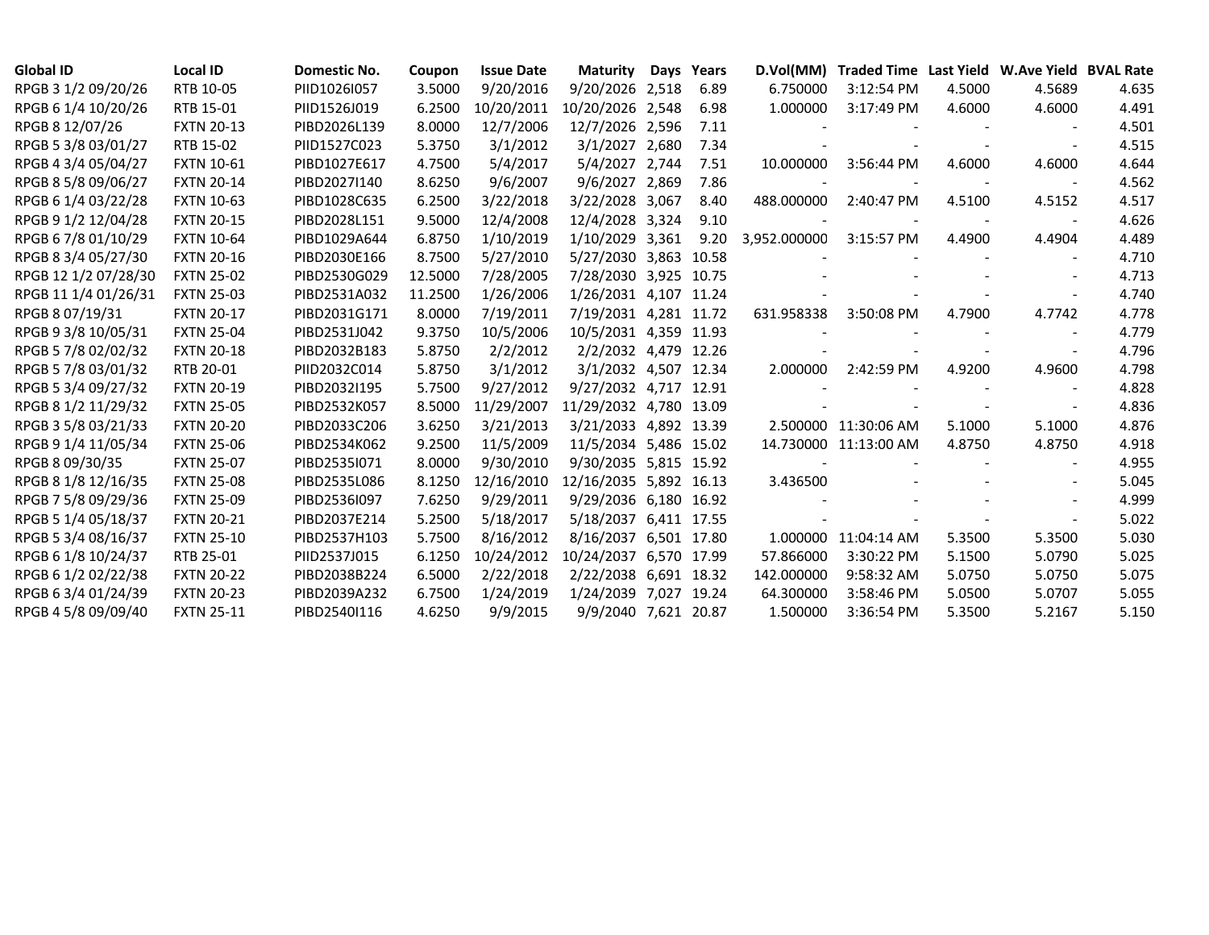| Global ID | Local ID | Domestic No. | Coupon | Issue Date | Maturity | Days | Years | D.Vol(MM) | Traded Time | Last Yield | W.Ave Yield | BVAL Rate |
|---|---|---|---|---|---|---|---|---|---|---|---|---|
| RPGB 3 1/2 09/20/26 | RTB 10-05 | PIID1026I057 | 3.5000 | 9/20/2016 | 9/20/2026 | 2,518 | 6.89 | 6.750000 | 3:12:54 PM | 4.5000 | 4.5689 | 4.635 |
| RPGB 6 1/4 10/20/26 | RTB 15-01 | PIID1526J019 | 6.2500 | 10/20/2011 | 10/20/2026 | 2,548 | 6.98 | 1.000000 | 3:17:49 PM | 4.6000 | 4.6000 | 4.491 |
| RPGB 8 12/07/26 | FXTN 20-13 | PIBD2026L139 | 8.0000 | 12/7/2006 | 12/7/2026 | 2,596 | 7.11 | - | - | - | - | 4.501 |
| RPGB 5 3/8 03/01/27 | RTB 15-02 | PIID1527C023 | 5.3750 | 3/1/2012 | 3/1/2027 | 2,680 | 7.34 | - | - | - | - | 4.515 |
| RPGB 4 3/4 05/04/27 | FXTN 10-61 | PIBD1027E617 | 4.7500 | 5/4/2017 | 5/4/2027 | 2,744 | 7.51 | 10.000000 | 3:56:44 PM | 4.6000 | 4.6000 | 4.644 |
| RPGB 8 5/8 09/06/27 | FXTN 20-14 | PIBD2027I140 | 8.6250 | 9/6/2007 | 9/6/2027 | 2,869 | 7.86 | - | - | - | - | 4.562 |
| RPGB 6 1/4 03/22/28 | FXTN 10-63 | PIBD1028C635 | 6.2500 | 3/22/2018 | 3/22/2028 | 3,067 | 8.40 | 488.000000 | 2:40:47 PM | 4.5100 | 4.5152 | 4.517 |
| RPGB 9 1/2 12/04/28 | FXTN 20-15 | PIBD2028L151 | 9.5000 | 12/4/2008 | 12/4/2028 | 3,324 | 9.10 | - | - | - | - | 4.626 |
| RPGB 6 7/8 01/10/29 | FXTN 10-64 | PIBD1029A644 | 6.8750 | 1/10/2019 | 1/10/2029 | 3,361 | 9.20 | 3,952.000000 | 3:15:57 PM | 4.4900 | 4.4904 | 4.489 |
| RPGB 8 3/4 05/27/30 | FXTN 20-16 | PIBD2030E166 | 8.7500 | 5/27/2010 | 5/27/2030 | 3,863 | 10.58 | - | - | - | - | 4.710 |
| RPGB 12 1/2 07/28/30 | FXTN 25-02 | PIBD2530G029 | 12.5000 | 7/28/2005 | 7/28/2030 | 3,925 | 10.75 | - | - | - | - | 4.713 |
| RPGB 11 1/4 01/26/31 | FXTN 25-03 | PIBD2531A032 | 11.2500 | 1/26/2006 | 1/26/2031 | 4,107 | 11.24 | - | - | - | - | 4.740 |
| RPGB 8 07/19/31 | FXTN 20-17 | PIBD2031G171 | 8.0000 | 7/19/2011 | 7/19/2031 | 4,281 | 11.72 | 631.958338 | 3:50:08 PM | 4.7900 | 4.7742 | 4.778 |
| RPGB 9 3/8 10/05/31 | FXTN 25-04 | PIBD2531J042 | 9.3750 | 10/5/2006 | 10/5/2031 | 4,359 | 11.93 | - | - | - | - | 4.779 |
| RPGB 5 7/8 02/02/32 | FXTN 20-18 | PIBD2032B183 | 5.8750 | 2/2/2012 | 2/2/2032 | 4,479 | 12.26 | - | - | - | - | 4.796 |
| RPGB 5 7/8 03/01/32 | RTB 20-01 | PIID2032C014 | 5.8750 | 3/1/2012 | 3/1/2032 | 4,507 | 12.34 | 2.000000 | 2:42:59 PM | 4.9200 | 4.9600 | 4.798 |
| RPGB 5 3/4 09/27/32 | FXTN 20-19 | PIBD2032I195 | 5.7500 | 9/27/2012 | 9/27/2032 | 4,717 | 12.91 | - | - | - | - | 4.828 |
| RPGB 8 1/2 11/29/32 | FXTN 25-05 | PIBD2532K057 | 8.5000 | 11/29/2007 | 11/29/2032 | 4,780 | 13.09 | - | - | - | - | 4.836 |
| RPGB 3 5/8 03/21/33 | FXTN 20-20 | PIBD2033C206 | 3.6250 | 3/21/2013 | 3/21/2033 | 4,892 | 13.39 | 2.500000 | 11:30:06 AM | 5.1000 | 5.1000 | 4.876 |
| RPGB 9 1/4 11/05/34 | FXTN 25-06 | PIBD2534K062 | 9.2500 | 11/5/2009 | 11/5/2034 | 5,486 | 15.02 | 14.730000 | 11:13:00 AM | 4.8750 | 4.8750 | 4.918 |
| RPGB 8 09/30/35 | FXTN 25-07 | PIBD2535I071 | 8.0000 | 9/30/2010 | 9/30/2035 | 5,815 | 15.92 | - | - | - | - | 4.955 |
| RPGB 8 1/8 12/16/35 | FXTN 25-08 | PIBD2535L086 | 8.1250 | 12/16/2010 | 12/16/2035 | 5,892 | 16.13 | 3.436500 | - | - | - | 5.045 |
| RPGB 7 5/8 09/29/36 | FXTN 25-09 | PIBD2536I097 | 7.6250 | 9/29/2011 | 9/29/2036 | 6,180 | 16.92 | - | - | - | - | 4.999 |
| RPGB 5 1/4 05/18/37 | FXTN 20-21 | PIBD2037E214 | 5.2500 | 5/18/2017 | 5/18/2037 | 6,411 | 17.55 | - | - | - | - | 5.022 |
| RPGB 5 3/4 08/16/37 | FXTN 25-10 | PIBD2537H103 | 5.7500 | 8/16/2012 | 8/16/2037 | 6,501 | 17.80 | 1.000000 | 11:04:14 AM | 5.3500 | 5.3500 | 5.030 |
| RPGB 6 1/8 10/24/37 | RTB 25-01 | PIID2537J015 | 6.1250 | 10/24/2012 | 10/24/2037 | 6,570 | 17.99 | 57.866000 | 3:30:22 PM | 5.1500 | 5.0790 | 5.025 |
| RPGB 6 1/2 02/22/38 | FXTN 20-22 | PIBD2038B224 | 6.5000 | 2/22/2018 | 2/22/2038 | 6,691 | 18.32 | 142.000000 | 9:58:32 AM | 5.0750 | 5.0750 | 5.075 |
| RPGB 6 3/4 01/24/39 | FXTN 20-23 | PIBD2039A232 | 6.7500 | 1/24/2019 | 1/24/2039 | 7,027 | 19.24 | 64.300000 | 3:58:46 PM | 5.0500 | 5.0707 | 5.055 |
| RPGB 4 5/8 09/09/40 | FXTN 25-11 | PIBD2540I116 | 4.6250 | 9/9/2015 | 9/9/2040 | 7,621 | 20.87 | 1.500000 | 3:36:54 PM | 5.3500 | 5.2167 | 5.150 |